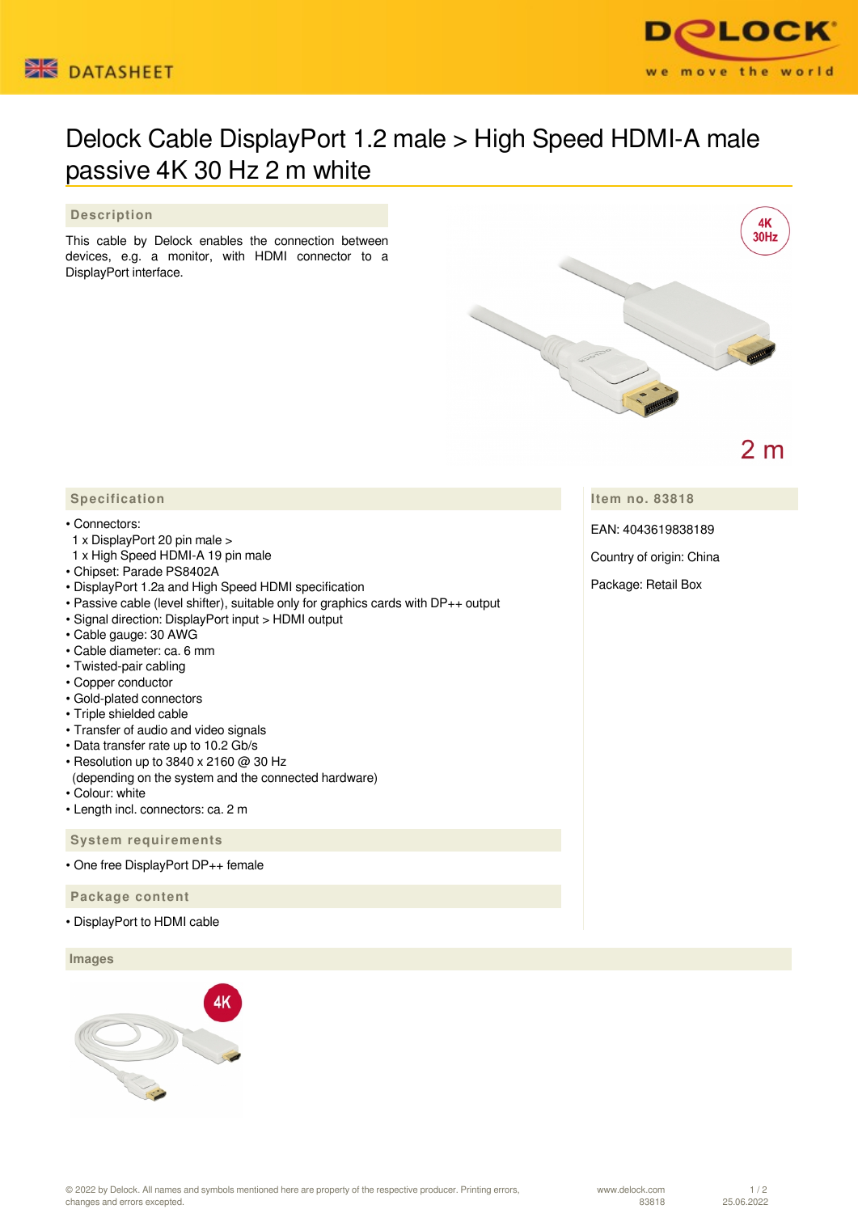# Delock Cable DisplayPort 1.2 male > High Speed HDMI-A male passive 4K 30 Hz 2 m white

## Description

This cable by Delock enables the connection between devices, e.g. a monitor, with HDMI connector to a DisplayPort interface.

## Specification

- Connectors:
  1 x DisplayPort 20 pin male >
  1 x High Speed HDMI-A 19 pin male
- Chipset: Parade PS8402A
- DisplayPort 1.2a and High Speed HDMI specification
- Passive cable (level shifter), suitable only for graphics cards with DP++ output
- Signal direction: DisplayPort input > HDMI output
- Cable gauge: 30 AWG
- Cable diameter: ca. 6 mm
- Twisted-pair cabling
- Copper conductor
- Gold-plated connectors
- Triple shielded cable
- Transfer of audio and video signals
- Data transfer rate up to 10.2 Gb/s
- Resolution up to 3840 x 2160 @ 30 Hz
  (depending on the system and the connected hardware)
- Colour: white
- Length incl. connectors: ca. 2 m

## System requirements

- One free DisplayPort DP++ female

## Package content

- DisplayPort to HDMI cable

## Item no. 83818

EAN: 4043619838189

Country of origin: China

Package: Retail Box

## Images

© 2022 by Delock. All names and symbols mentioned here are property of the respective producer. Printing errors, changes and errors excepted.

www.delock.com 83818 25.06.2022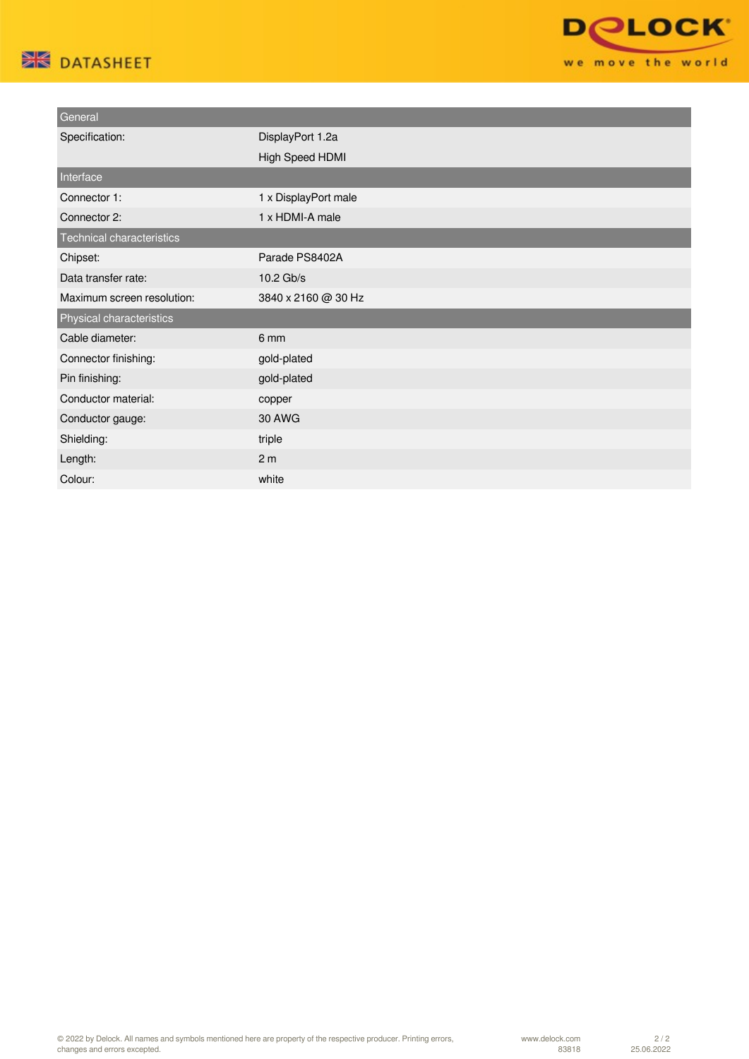| | |
|---|---|
| **General** | |
| Specification: | DisplayPort 1.2a |
| | High Speed HDMI |
| **Interface** | |
| Connector 1: | 1 x DisplayPort male |
| Connector 2: | 1 x HDMI-A male |
| **Technical characteristics** | |
| Chipset: | Parade PS8402A |
| Data transfer rate: | 10.2 Gb/s |
| Maximum screen resolution: | 3840 x 2160 @ 30 Hz |
| **Physical characteristics** | |
| Cable diameter: | 6 mm |
| Connector finishing: | gold-plated |
| Pin finishing: | gold-plated |
| Conductor material: | copper |
| Conductor gauge: | 30 AWG |
| Shielding: | triple |
| Length: | 2 m |
| Colour: | white |

© 2022 by Delock. All names and symbols mentioned here are property of the respective producer. Printing errors, changes and errors excepted.

www.delock.com
83818
25.06.2022